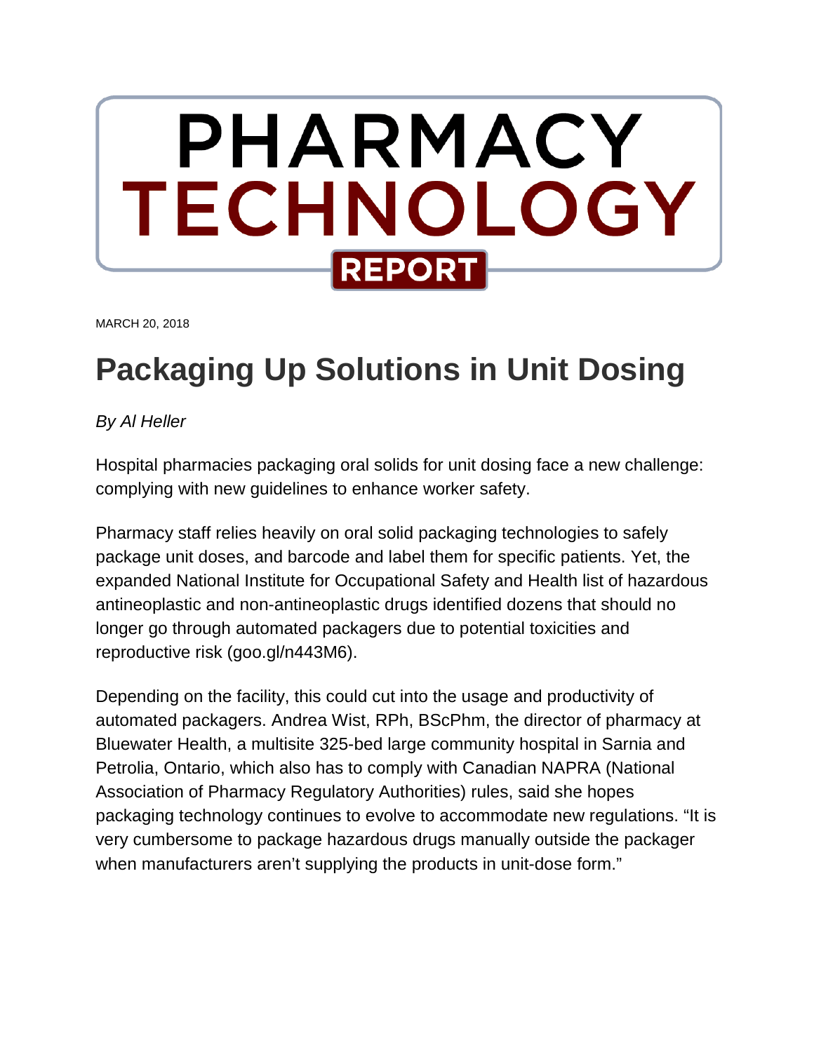# PHARMACY TECHNOLOGY REPORT

MARCH 20, 2018

## Packaging Up Solutions in Unit Dosing

*By Al Heller*

Hospital pharmacies packaging oral solids for unit dosing face a new challenge: complying with new guidelines to enhance worker safety.

Pharmacy staff relies heavily on oral solid packaging technologies to safely package unit doses, and barcode and label them for specific patients. Yet, the expanded National Institute for Occupational Safety and Health list of hazardous antineoplastic and non-antineoplastic drugs identified dozens that should no longer go through automated packagers due to potential toxicities and reproductive risk (goo.gl/n443M6).

Depending on the facility, this could cut into the usage and productivity of automated packagers. Andrea Wist, RPh, BScPhm, the director of pharmacy at Bluewater Health, a multisite 325-bed large community hospital in Sarnia and Petrolia, Ontario, which also has to comply with Canadian NAPRA (National Association of Pharmacy Regulatory Authorities) rules, said she hopes packaging technology continues to evolve to accommodate new regulations. "It is very cumbersome to package hazardous drugs manually outside the packager when manufacturers aren't supplying the products in unit-dose form."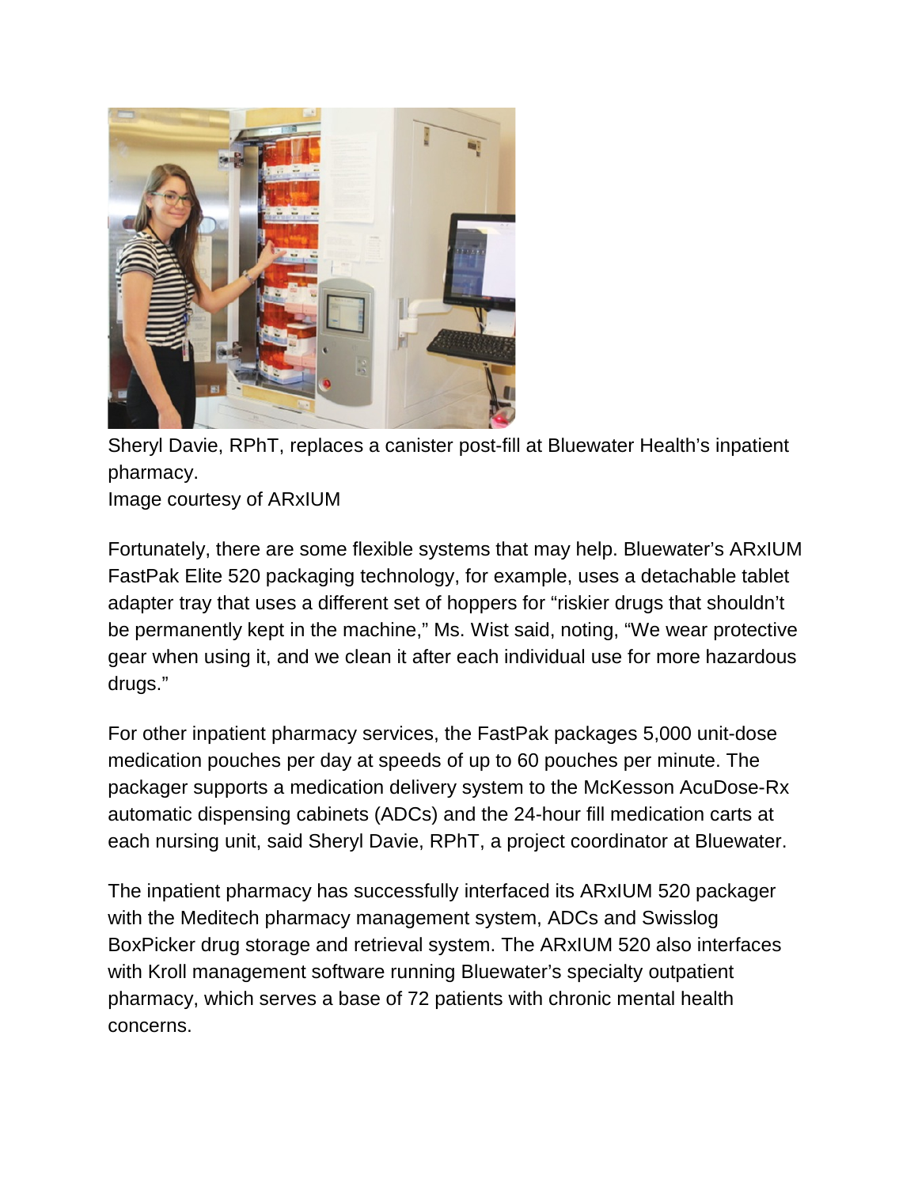Sheryl Davie, RPhT, replaces a canister post-fill at Bluewater Health's inpatient pharmacy.
Image courtesy of ARxIUM

Fortunately, there are some flexible systems that may help. Bluewater's ARxIUM FastPak Elite 520 packaging technology, for example, uses a detachable tablet adapter tray that uses a different set of hoppers for "riskier drugs that shouldn't be permanently kept in the machine," Ms. Wist said, noting, "We wear protective gear when using it, and we clean it after each individual use for more hazardous drugs."

For other inpatient pharmacy services, the FastPak packages 5,000 unit-dose medication pouches per day at speeds of up to 60 pouches per minute. The packager supports a medication delivery system to the McKesson AcuDose-Rx automatic dispensing cabinets (ADCs) and the 24-hour fill medication carts at each nursing unit, said Sheryl Davie, RPhT, a project coordinator at Bluewater.

The inpatient pharmacy has successfully interfaced its ARxIUM 520 packager with the Meditech pharmacy management system, ADCs and Swisslog BoxPicker drug storage and retrieval system. The ARxIUM 520 also interfaces with Kroll management software running Bluewater's specialty outpatient pharmacy, which serves a base of 72 patients with chronic mental health concerns.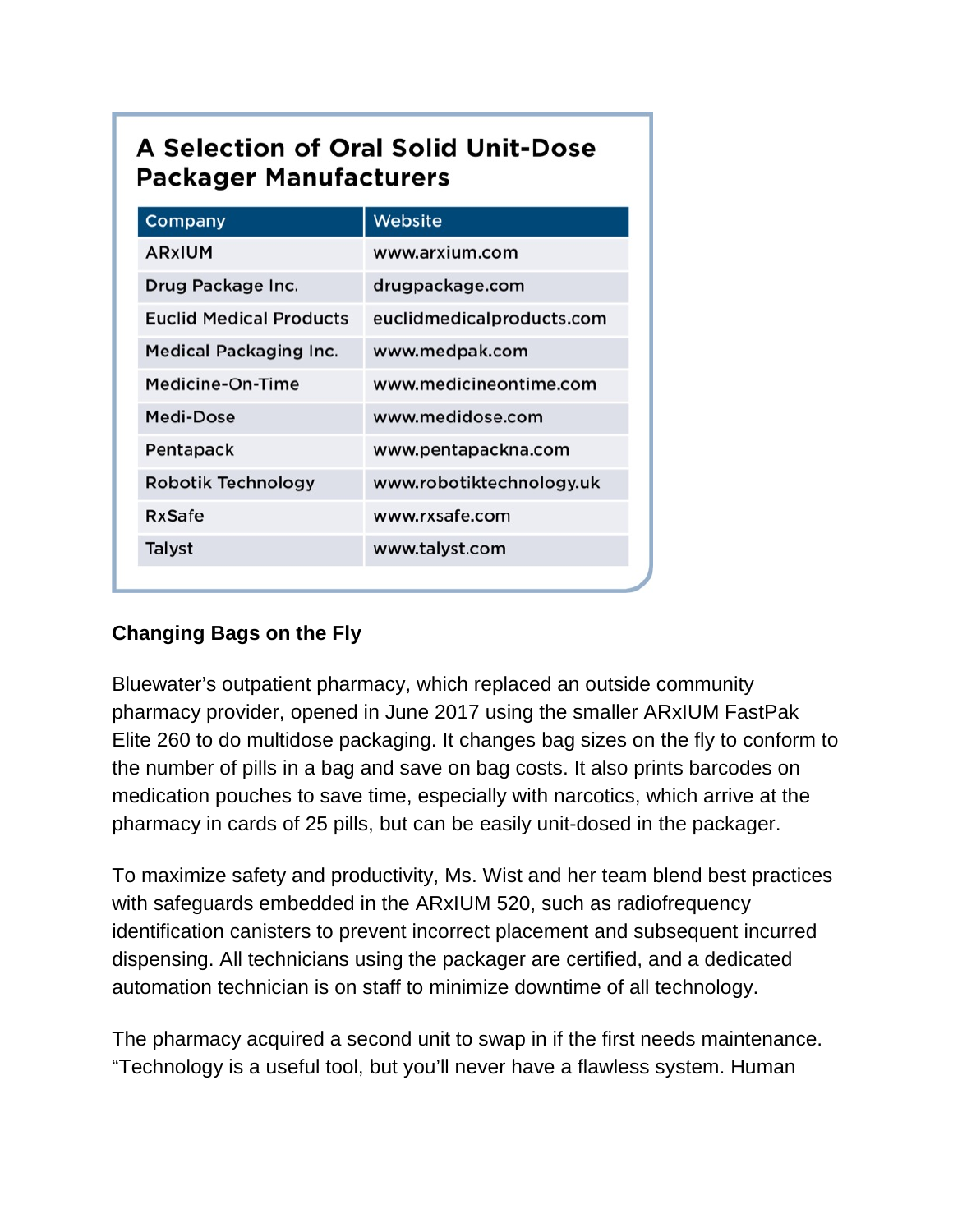## A Selection of Oral Solid Unit-Dose Packager Manufacturers

| Company | Website |
|---|---|
| ARxIUM | www.arxium.com |
| Drug Package Inc. | drugpackage.com |
| Euclid Medical Products | euclidmedicalproducts.com |
| Medical Packaging Inc. | www.medpak.com |
| Medicine-On-Time | www.medicineontime.com |
| Medi-Dose | www.medidose.com |
| Pentapack | www.pentapackna.com |
| Robotik Technology | www.robotiktechnology.uk |
| RxSafe | www.rxsafe.com |
| Talyst | www.talyst.com |

**Changing Bags on the Fly**

Bluewater's outpatient pharmacy, which replaced an outside community pharmacy provider, opened in June 2017 using the smaller ARxIUM FastPak Elite 260 to do multidose packaging. It changes bag sizes on the fly to conform to the number of pills in a bag and save on bag costs. It also prints barcodes on medication pouches to save time, especially with narcotics, which arrive at the pharmacy in cards of 25 pills, but can be easily unit-dosed in the packager.

To maximize safety and productivity, Ms. Wist and her team blend best practices with safeguards embedded in the ARxIUM 520, such as radiofrequency identification canisters to prevent incorrect placement and subsequent incurred dispensing. All technicians using the packager are certified, and a dedicated automation technician is on staff to minimize downtime of all technology.

The pharmacy acquired a second unit to swap in if the first needs maintenance. "Technology is a useful tool, but you'll never have a flawless system. Human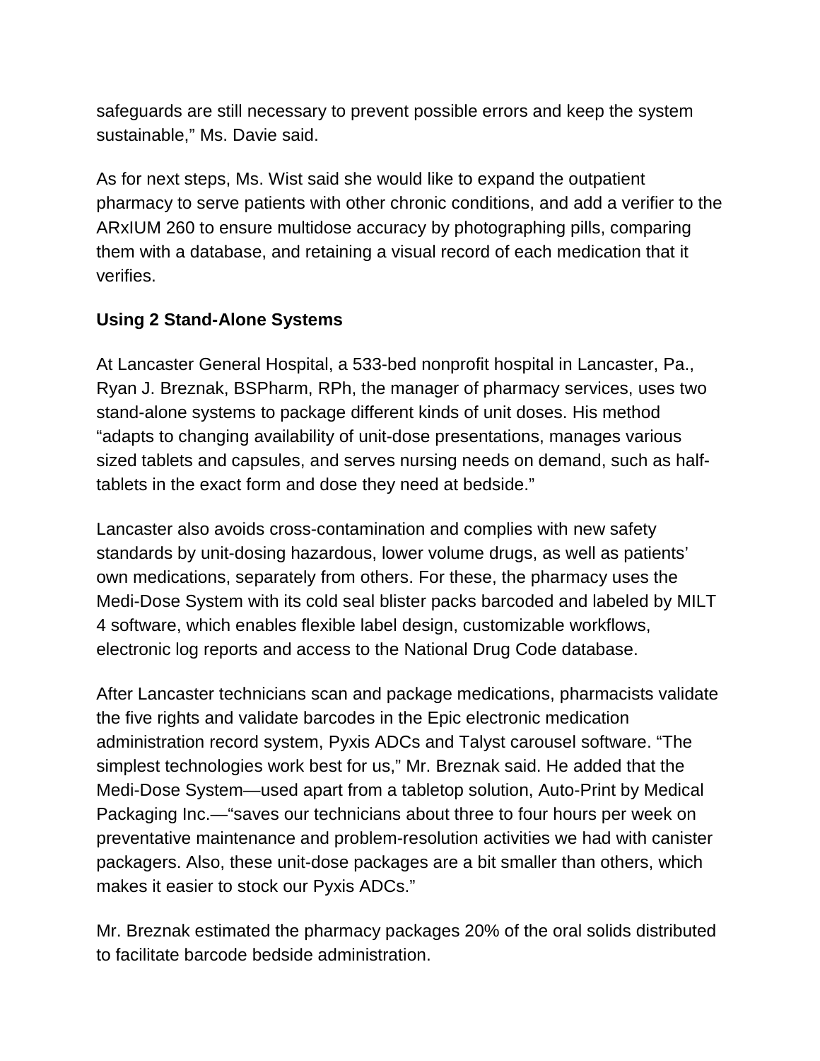safeguards are still necessary to prevent possible errors and keep the system sustainable," Ms. Davie said.

As for next steps, Ms. Wist said she would like to expand the outpatient pharmacy to serve patients with other chronic conditions, and add a verifier to the ARxIUM 260 to ensure multidose accuracy by photographing pills, comparing them with a database, and retaining a visual record of each medication that it verifies.

**Using 2 Stand-Alone Systems**

At Lancaster General Hospital, a 533-bed nonprofit hospital in Lancaster, Pa., Ryan J. Breznak, BSPharm, RPh, the manager of pharmacy services, uses two stand-alone systems to package different kinds of unit doses. His method "adapts to changing availability of unit-dose presentations, manages various sized tablets and capsules, and serves nursing needs on demand, such as half-tablets in the exact form and dose they need at bedside."

Lancaster also avoids cross-contamination and complies with new safety standards by unit-dosing hazardous, lower volume drugs, as well as patients' own medications, separately from others. For these, the pharmacy uses the Medi-Dose System with its cold seal blister packs barcoded and labeled by MILT 4 software, which enables flexible label design, customizable workflows, electronic log reports and access to the National Drug Code database.

After Lancaster technicians scan and package medications, pharmacists validate the five rights and validate barcodes in the Epic electronic medication administration record system, Pyxis ADCs and Talyst carousel software. "The simplest technologies work best for us," Mr. Breznak said. He added that the Medi-Dose System—used apart from a tabletop solution, Auto-Print by Medical Packaging Inc.—"saves our technicians about three to four hours per week on preventative maintenance and problem-resolution activities we had with canister packagers. Also, these unit-dose packages are a bit smaller than others, which makes it easier to stock our Pyxis ADCs."

Mr. Breznak estimated the pharmacy packages 20% of the oral solids distributed to facilitate barcode bedside administration.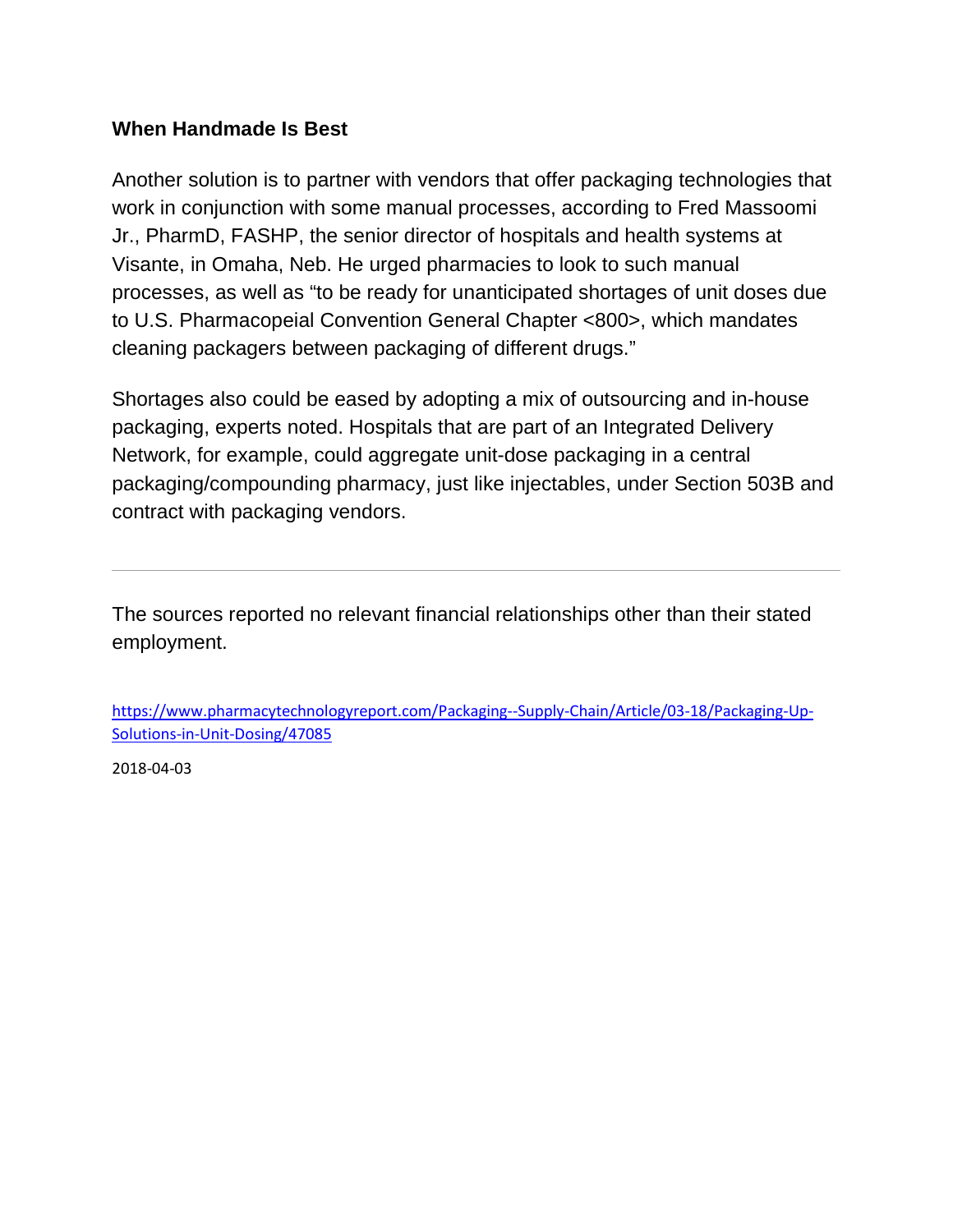### When Handmade Is Best

Another solution is to partner with vendors that offer packaging technologies that work in conjunction with some manual processes, according to Fred Massoomi Jr., PharmD, FASHP, the senior director of hospitals and health systems at Visante, in Omaha, Neb. He urged pharmacies to look to such manual processes, as well as "to be ready for unanticipated shortages of unit doses due to U.S. Pharmacopeial Convention General Chapter <800>, which mandates cleaning packagers between packaging of different drugs."

Shortages also could be eased by adopting a mix of outsourcing and in-house packaging, experts noted. Hospitals that are part of an Integrated Delivery Network, for example, could aggregate unit-dose packaging in a central packaging/compounding pharmacy, just like injectables, under Section 503B and contract with packaging vendors.

---

The sources reported no relevant financial relationships other than their stated employment.

https://www.pharmacytechnologyreport.com/Packaging--Supply-Chain/Article/03-18/Packaging-Up-Solutions-in-Unit-Dosing/47085

2018-04-03